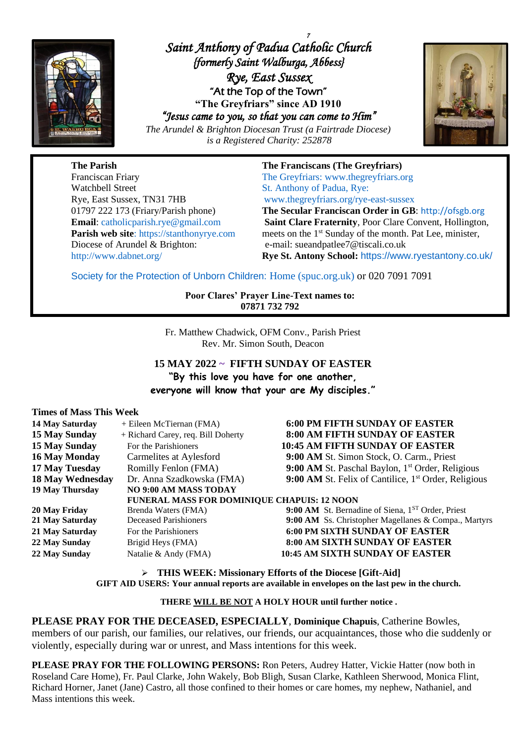# Saint Anthony of Padua Catholic Church

*{formerly Saint Walburga, Abbess}*

*Rye, East Sussex*

"At the Top of the Town"

**"The Greyfriars" since AD 1910**

*"Jesus came to you, so that you can come to Him"*

*The Arundel & Brighton Diocesan Trust (a Fairtrade Diocese) is a Registered Charity: 252878*

**The Parish**
Franciscan Friary
Watchbell Street
Rye, East Sussex, TN31 7HB
01797 222 173 (Friary/Parish phone)
**Email**: catholicparish.rye@gmail.com
**Parish web site**: https://stanthonyrye.com
Diocese of Arundel & Brighton:
http://www.dabnet.org/

**The Franciscans (The Greyfriars)**
The Greyfriars: www.thegreyfriars.org
St. Anthony of Padua, Rye:
www.thegreyfriars.org/rye-east-sussex
**The Secular Franciscan Order in GB**: http://ofsgb.org
**Saint Clare Fraternity**, Poor Clare Convent, Hollington, meets on the 1st Sunday of the month. Pat Lee, minister, e-mail: sueandpatlee7@tiscali.co.uk
**Rye St. Antony School:** https://www.ryestantony.co.uk/

Society for the Protection of Unborn Children: Home (spuc.org.uk) or 020 7091 7091

**Poor Clares' Prayer Line-Text names to: 07871 732 792**

Fr. Matthew Chadwick, OFM Conv., Parish Priest
Rev. Mr. Simon South, Deacon

## 15 MAY 2022 ~ FIFTH SUNDAY OF EASTER

**"By this love you have for one another, everyone will know that your are My disciples."**

**Times of Mass This Week**

| | | |
|---|---|---|
| **14 May Saturday** | + Eileen McTiernan (FMA) | **6:00 PM FIFTH SUNDAY OF EASTER** |
| **15 May Sunday** | + Richard Carey, req. Bill Doherty | **8:00 AM FIFTH SUNDAY OF EASTER** |
| **15 May Sunday** | For the Parishioners | **10:45 AM FIFTH SUNDAY OF EASTER** |
| **16 May Monday** | Carmelites at Aylesford | **9:00 AM** St. Simon Stock, O. Carm., Priest |
| **17 May Tuesday** | Romilly Fenlon (FMA) | **9:00 AM** St. Paschal Baylon, 1st Order, Religious |
| **18 May Wednesday** | Dr. Anna Szadkowska (FMA) | **9:00 AM** St. Felix of Cantilice, 1st Order, Religious |
| **19 May Thursday** | **NO 9:00 AM MASS TODAY** | |
| | **FUNERAL MASS FOR DOMINIQUE CHAPUIS: 12 NOON** | |
| **20 May Friday** | Brenda Waters (FMA) | **9:00 AM** St. Bernadine of Siena, 1ST Order, Priest |
| **21 May Saturday** | Deceased Parishioners | **9:00 AM** Ss. Christopher Magellanes & Compa., Martyrs |
| **21 May Saturday** | For the Parishioners | **6:00 PM SIXTH SUNDAY OF EASTER** |
| **22 May Sunday** | Brigid Heys (FMA) | **8:00 AM SIXTH SUNDAY OF EASTER** |
| **22 May Sunday** | Natalie & Andy (FMA) | **10:45 AM SIXTH SUNDAY OF EASTER** |

- **THIS WEEK: Missionary Efforts of the Diocese [Gift-Aid]**

**GIFT AID USERS: Your annual reports are available in envelopes on the last pew in the church.**

**THERE WILL BE NOT A HOLY HOUR until further notice .**

**PLEASE PRAY FOR THE DECEASED, ESPECIALLY**, **Dominique Chapuis**, Catherine Bowles, members of our parish, our families, our relatives, our friends, our acquaintances, those who die suddenly or violently, especially during war or unrest, and Mass intentions for this week.

**PLEASE PRAY FOR THE FOLLOWING PERSONS:** Ron Peters, Audrey Hatter, Vickie Hatter (now both in Roseland Care Home), Fr. Paul Clarke, John Wakely, Bob Bligh, Susan Clarke, Kathleen Sherwood, Monica Flint, Richard Horner, Janet (Jane) Castro, all those confined to their homes or care homes, my nephew, Nathaniel, and Mass intentions this week.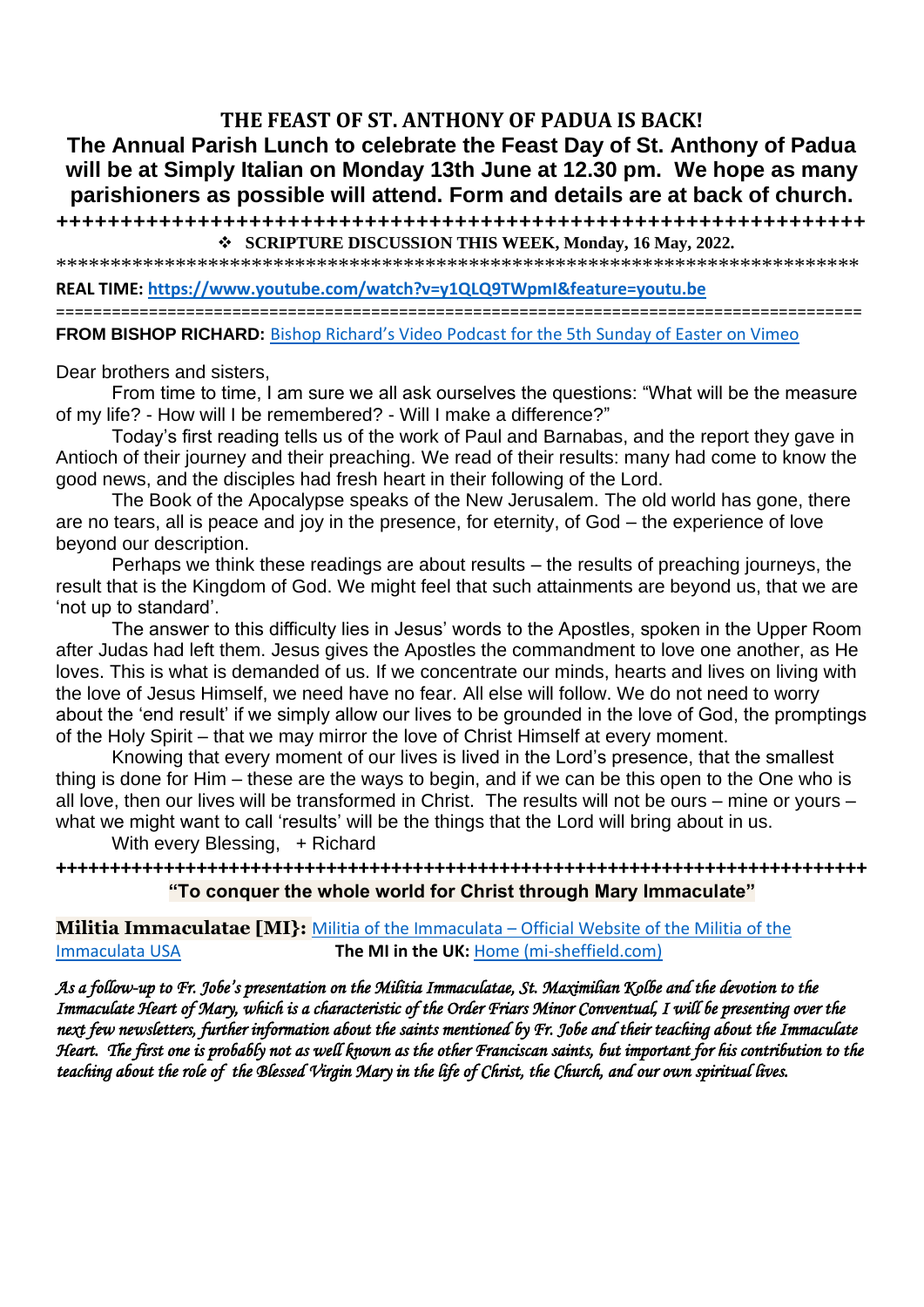## THE FEAST OF ST. ANTHONY OF PADUA IS BACK!

**The Annual Parish Lunch to celebrate the Feast Day of St. Anthony of Padua will be at Simply Italian on Monday 13th June at 12.30 pm. We hope as many parishioners as possible will attend. Form and details are at back of church.**

+++++++++++++++++++++++++++++++++++++++++++++++++++++++++++++++++

❖ **SCRIPTURE DISCUSSION THIS WEEK, Monday, 16 May, 2022.**

*************************************************************************

**REAL TIME:** https://www.youtube.com/watch?v=y1QLQ9TWpmI&feature=youtu.be

=====================================================================================

**FROM BISHOP RICHARD:** Bishop Richard's Video Podcast for the 5th Sunday of Easter on Vimeo

Dear brothers and sisters,

From time to time, I am sure we all ask ourselves the questions: "What will be the measure of my life? - How will I be remembered? - Will I make a difference?"

Today's first reading tells us of the work of Paul and Barnabas, and the report they gave in Antioch of their journey and their preaching. We read of their results: many had come to know the good news, and the disciples had fresh heart in their following of the Lord.

The Book of the Apocalypse speaks of the New Jerusalem. The old world has gone, there are no tears, all is peace and joy in the presence, for eternity, of God – the experience of love beyond our description.

Perhaps we think these readings are about results – the results of preaching journeys, the result that is the Kingdom of God. We might feel that such attainments are beyond us, that we are 'not up to standard'.

The answer to this difficulty lies in Jesus' words to the Apostles, spoken in the Upper Room after Judas had left them. Jesus gives the Apostles the commandment to love one another, as He loves. This is what is demanded of us. If we concentrate our minds, hearts and lives on living with the love of Jesus Himself, we need have no fear. All else will follow. We do not need to worry about the 'end result' if we simply allow our lives to be grounded in the love of God, the promptings of the Holy Spirit – that we may mirror the love of Christ Himself at every moment.

Knowing that every moment of our lives is lived in the Lord's presence, that the smallest thing is done for Him – these are the ways to begin, and if we can be this open to the One who is all love, then our lives will be transformed in Christ. The results will not be ours – mine or yours – what we might want to call 'results' will be the things that the Lord will bring about in us.

With every Blessing, + Richard

+++++++++++++++++++++++++++++++++++++++++++++++++++++++++++++++++++++++

**"To conquer the whole world for Christ through Mary Immaculate"**

**Militia Immaculatae [MI}:** Militia of the Immaculata – Official Website of the Militia of the Immaculata USA **The MI in the UK:** Home (mi-sheffield.com)

*As a follow-up to Fr. Jobe's presentation on the Militia Immaculatae, St. Maximilian Kolbe and the devotion to the Immaculate Heart of Mary, which is a characteristic of the Order Friars Minor Conventual, I will be presenting over the next few newsletters, further information about the saints mentioned by Fr. Jobe and their teaching about the Immaculate Heart. The first one is probably not as well known as the other Franciscan saints, but important for his contribution to the teaching about the role of the Blessed Virgin Mary in the life of Christ, the Church, and our own spiritual lives.*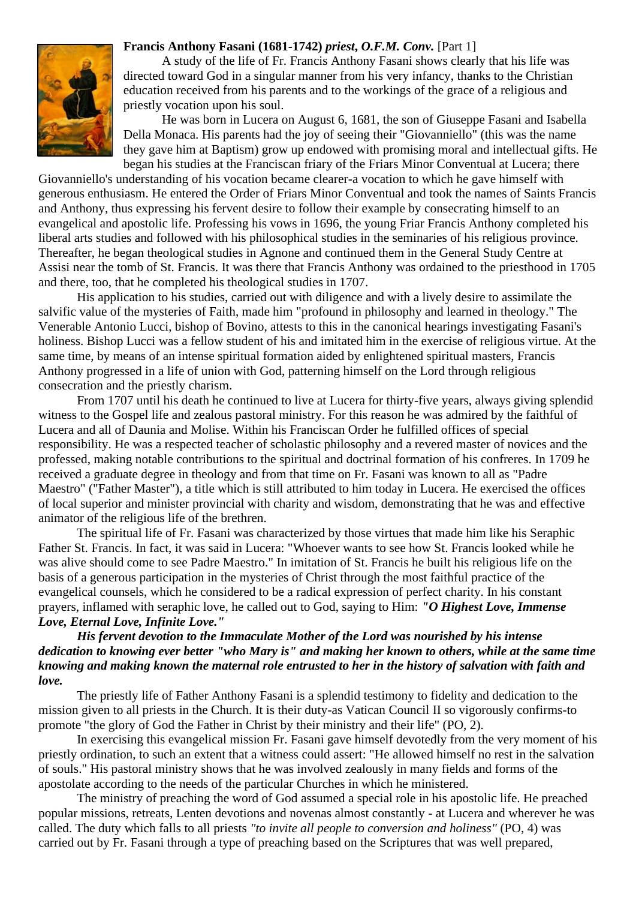**Francis Anthony Fasani (1681-1742)** ***priest, O.F.M. Conv.*** [Part 1]

A study of the life of Fr. Francis Anthony Fasani shows clearly that his life was directed toward God in a singular manner from his very infancy, thanks to the Christian education received from his parents and to the workings of the grace of a religious and priestly vocation upon his soul.

He was born in Lucera on August 6, 1681, the son of Giuseppe Fasani and Isabella Della Monaca. His parents had the joy of seeing their "Giovanniello" (this was the name they gave him at Baptism) grow up endowed with promising moral and intellectual gifts. He began his studies at the Franciscan friary of the Friars Minor Conventual at Lucera; there Giovanniello's understanding of his vocation became clearer-a vocation to which he gave himself with generous enthusiasm. He entered the Order of Friars Minor Conventual and took the names of Saints Francis and Anthony, thus expressing his fervent desire to follow their example by consecrating himself to an evangelical and apostolic life. Professing his vows in 1696, the young Friar Francis Anthony completed his liberal arts studies and followed with his philosophical studies in the seminaries of his religious province. Thereafter, he began theological studies in Agnone and continued them in the General Study Centre at Assisi near the tomb of St. Francis. It was there that Francis Anthony was ordained to the priesthood in 1705 and there, too, that he completed his theological studies in 1707.

His application to his studies, carried out with diligence and with a lively desire to assimilate the salvific value of the mysteries of Faith, made him "profound in philosophy and learned in theology." The Venerable Antonio Lucci, bishop of Bovino, attests to this in the canonical hearings investigating Fasani's holiness. Bishop Lucci was a fellow student of his and imitated him in the exercise of religious virtue. At the same time, by means of an intense spiritual formation aided by enlightened spiritual masters, Francis Anthony progressed in a life of union with God, patterning himself on the Lord through religious consecration and the priestly charism.

From 1707 until his death he continued to live at Lucera for thirty-five years, always giving splendid witness to the Gospel life and zealous pastoral ministry. For this reason he was admired by the faithful of Lucera and all of Daunia and Molise. Within his Franciscan Order he fulfilled offices of special responsibility. He was a respected teacher of scholastic philosophy and a revered master of novices and the professed, making notable contributions to the spiritual and doctrinal formation of his confreres. In 1709 he received a graduate degree in theology and from that time on Fr. Fasani was known to all as "Padre Maestro" ("Father Master"), a title which is still attributed to him today in Lucera. He exercised the offices of local superior and minister provincial with charity and wisdom, demonstrating that he was and effective animator of the religious life of the brethren.

The spiritual life of Fr. Fasani was characterized by those virtues that made him like his Seraphic Father St. Francis. In fact, it was said in Lucera: "Whoever wants to see how St. Francis looked while he was alive should come to see Padre Maestro." In imitation of St. Francis he built his religious life on the basis of a generous participation in the mysteries of Christ through the most faithful practice of the evangelical counsels, which he considered to be a radical expression of perfect charity. In his constant prayers, inflamed with seraphic love, he called out to God, saying to Him: ***"O Highest Love, Immense Love, Eternal Love, Infinite Love."***

***His fervent devotion to the Immaculate Mother of the Lord was nourished by his intense dedication to knowing ever better "who Mary is" and making her known to others, while at the same time knowing and making known the maternal role entrusted to her in the history of salvation with faith and love.***

The priestly life of Father Anthony Fasani is a splendid testimony to fidelity and dedication to the mission given to all priests in the Church. It is their duty-as Vatican Council II so vigorously confirms-to promote "the glory of God the Father in Christ by their ministry and their life" (PO, 2).

In exercising this evangelical mission Fr. Fasani gave himself devotedly from the very moment of his priestly ordination, to such an extent that a witness could assert: "He allowed himself no rest in the salvation of souls." His pastoral ministry shows that he was involved zealously in many fields and forms of the apostolate according to the needs of the particular Churches in which he ministered.

The ministry of preaching the word of God assumed a special role in his apostolic life. He preached popular missions, retreats, Lenten devotions and novenas almost constantly - at Lucera and wherever he was called. The duty which falls to all priests *"to invite all people to conversion and holiness"* (PO, 4) was carried out by Fr. Fasani through a type of preaching based on the Scriptures that was well prepared,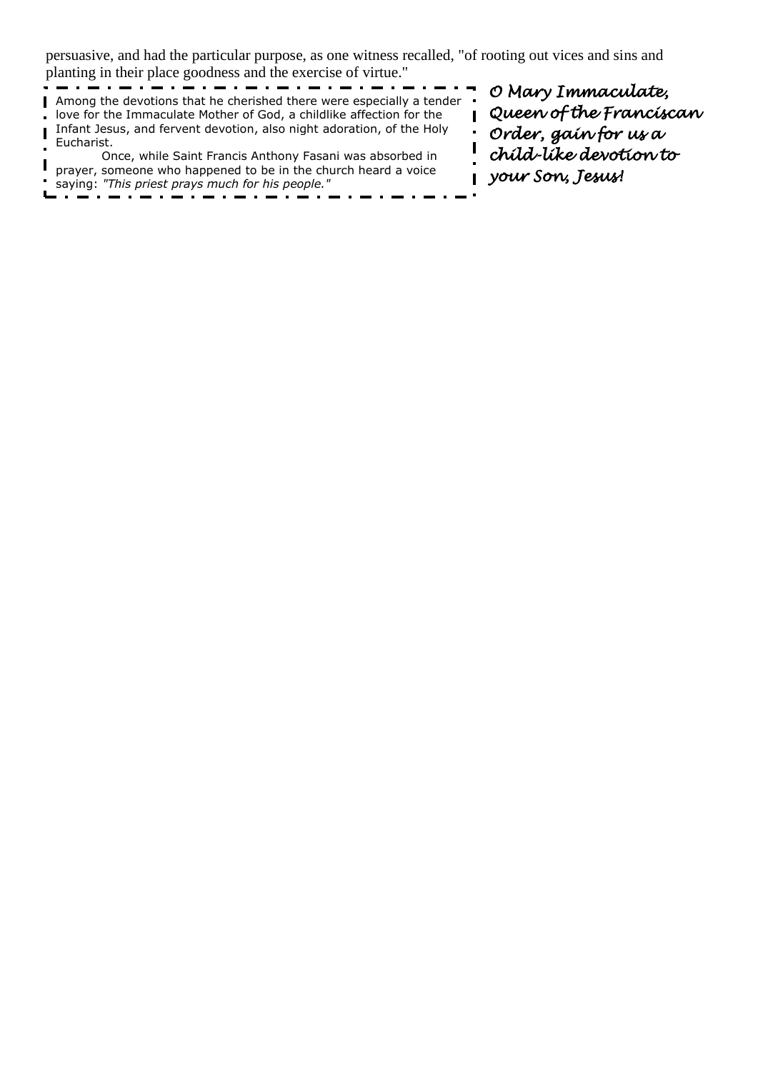persuasive, and had the particular purpose, as one witness recalled, "of rooting out vices and sins and planting in their place goodness and the exercise of virtue."

Among the devotions that he cherished there were especially a tender love for the Immaculate Mother of God, a childlike affection for the Infant Jesus, and fervent devotion, also night adoration, of the Holy Eucharist.

Once, while Saint Francis Anthony Fasani was absorbed in prayer, someone who happened to be in the church heard a voice saying: *"This priest prays much for his people."*

*O Mary Immaculate, Queen of the Franciscan Order, gain for us a child-like devotion to your Son, Jesus!*